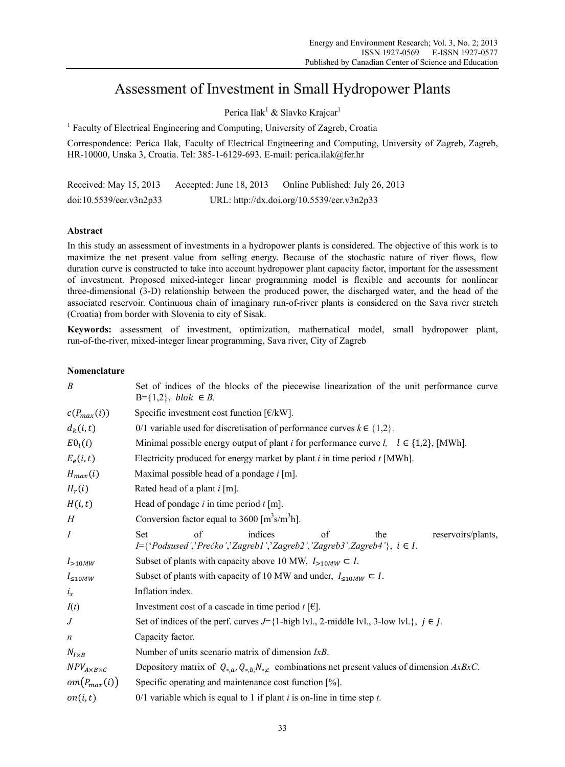# Assessment of Investment in Small Hydropower Plants

Perica Ilak[1] & Slavko Krajcar[1]

[1] Faculty of Electrical Engineering and Computing, University of Zagreb, Croatia

Correspondence: Perica Ilak, Faculty of Electrical Engineering and Computing, University of Zagreb, Zagreb, HR-10000, Unska 3, Croatia. Tel: 385-1-6129-693. E-mail: perica.ilak@fer.hr

Received: May 15, 2013 Accepted: June 18, 2013 Online Published: July 26, 2013

doi:10.5539/eer.v3n2p33 URL: http://dx.doi.org/10.5539/eer.v3n2p33

## Abstract

In this study an assessment of investments in a hydropower plants is considered. The objective of this work is to maximize the net present value from selling energy. Because of the stochastic nature of river flows, flow duration curve is constructed to take into account hydropower plant capacity factor, important for the assessment of investment. Proposed mixed-integer linear programming model is flexible and accounts for nonlinear three-dimensional (3-D) relationship between the produced power, the discharged water, and the head of the associated reservoir. Continuous chain of imaginary run-of-river plants is considered on the Sava river stretch (Croatia) from border with Slovenia to city of Sisak.

**Keywords:** assessment of investment, optimization, mathematical model, small hydropower plant, run-of-the-river, mixed-integer linear programming, Sava river, City of Zagreb

## Nomenclature

| | |
|---|---|
| $B$ | Set of indices of the blocks of the piecewise linearization of the unit performance curve B={1,2}, $blok \in B$. |
| $c(P_{max}(i))$ | Specific investment cost function [€/kW]. |
| $d_k(i,t)$ | 0/1 variable used for discretisation of performance curves $k \in \{1,2\}$. |
| $E0_l(i)$ | Minimal possible energy output of plant *i* for performance curve *l*, $l \in \{1,2\}$, [MWh]. |
| $E_e(i,t)$ | Electricity produced for energy market by plant *i* in time period *t* [MWh]. |
| $H_{max}(i)$ | Maximal possible head of a pondage *i* [m]. |
| $H_r(i)$ | Rated head of a plant *i* [m]. |
| $H(i,t)$ | Head of pondage *i* in time period *t* [m]. |
| $H$ | Conversion factor equal to 3600 [$m^3s/m^3h$]. |
| $I$ | Set of indices of the reservoirs/plants, *I*={'*Podsused*','*Prečko*','*Zagreb1*','*Zagreb2*','*Zagreb3*','*Zagreb4*'}, $i \in I$. |
| $I_{>10MW}$ | Subset of plants with capacity above 10 MW, $I_{>10MW} \subset I$. |
| $I_{\leq 10MW}$ | Subset of plants with capacity of 10 MW and under, $I_{\leq 10MW} \subset I$. |
| $i_x$ | Inflation index. |
| $I(t)$ | Investment cost of a cascade in time period *t* [€]. |
| $J$ | Set of indices of the perf. curves *J*={1-high lvl., 2-middle lvl., 3-low lvl.}, $j \in J$. |
| $n$ | Capacity factor. |
| $N_{I\times B}$ | Number of units scenario matrix of dimension *IxB*. |
| $NPV_{A\times B\times C}$ | Depository matrix of $Q_{*,a}, Q_{*,b}, N_{*,c}$ combinations net present values of dimension *AxBxC*. |
| $om(P_{max}(i))$ | Specific operating and maintenance cost function [%]. |
| $on(i,t)$ | 0/1 variable which is equal to 1 if plant *i* is on-line in time step *t*. |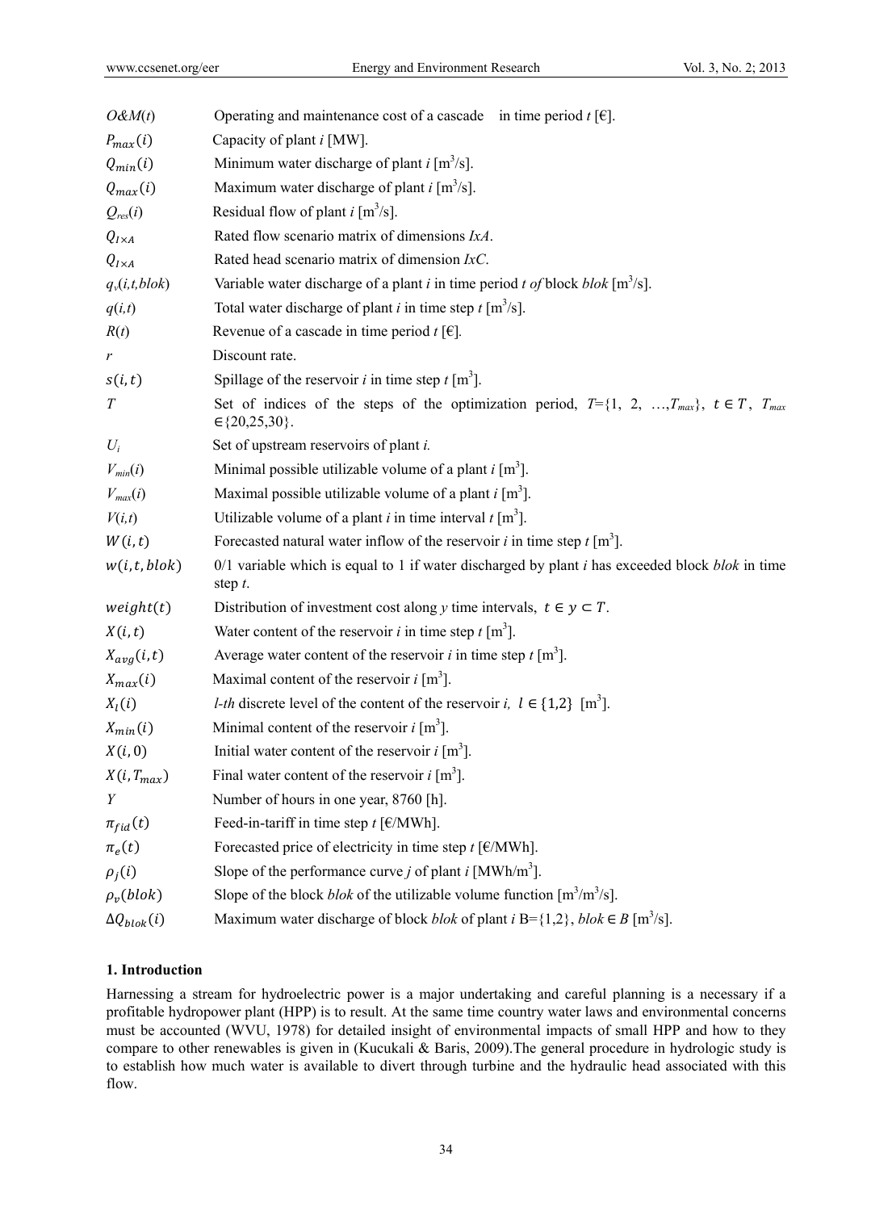| | |
|---|---|
| $O\&M(t)$ | Operating and maintenance cost of a cascade in time period $t$ [€]. |
| $P_{max}(i)$ | Capacity of plant $i$ [MW]. |
| $Q_{min}(i)$ | Minimum water discharge of plant $i$ [$m^3/s$]. |
| $Q_{max}(i)$ | Maximum water discharge of plant $i$ [$m^3/s$]. |
| $Q_{res}(i)$ | Residual flow of plant $i$ [$m^3/s$]. |
| $Q_{I\times A}$ | Rated flow scenario matrix of dimensions $IxA$. |
| $Q_{I\times A}$ | Rated head scenario matrix of dimension $IxC$. |
| $q_v(i,t,blok)$ | Variable water discharge of a plant $i$ in time period $t$ *of* block *blok* [$m^3/s$]. |
| $q(i,t)$ | Total water discharge of plant $i$ in time step $t$ [$m^3/s$]. |
| $R(t)$ | Revenue of a cascade in time period $t$ [€]. |
| $r$ | Discount rate. |
| $s(i,t)$ | Spillage of the reservoir $i$ in time step $t$ [$m^3$]. |
| $T$ | Set of indices of the steps of the optimization period, $T=\{1, 2, \ldots, T_{max}\}$, $t \in T$, $T_{max} \in \{20,25,30\}$. |
| $U_i$ | Set of upstream reservoirs of plant $i$. |
| $V_{min}(i)$ | Minimal possible utilizable volume of a plant $i$ [$m^3$]. |
| $V_{max}(i)$ | Maximal possible utilizable volume of a plant $i$ [$m^3$]. |
| $V(i,t)$ | Utilizable volume of a plant $i$ in time interval $t$ [$m^3$]. |
| $W(i,t)$ | Forecasted natural water inflow of the reservoir $i$ in time step $t$ [$m^3$]. |
| $w(i,t,blok)$ | 0/1 variable which is equal to 1 if water discharged by plant $i$ has exceeded block *blok* in time step $t$. |
| $weight(t)$ | Distribution of investment cost along $y$ time intervals, $t \in y \subset T$. |
| $X(i,t)$ | Water content of the reservoir $i$ in time step $t$ [$m^3$]. |
| $X_{avg}(i,t)$ | Average water content of the reservoir $i$ in time step $t$ [$m^3$]. |
| $X_{max}(i)$ | Maximal content of the reservoir $i$ [$m^3$]. |
| $X_l(i)$ | *l-th* discrete level of the content of the reservoir $i$, $l \in \{1,2\}$ [$m^3$]. |
| $X_{min}(i)$ | Minimal content of the reservoir $i$ [$m^3$]. |
| $X(i,0)$ | Initial water content of the reservoir $i$ [$m^3$]. |
| $X(i,T_{max})$ | Final water content of the reservoir $i$ [$m^3$]. |
| $Y$ | Number of hours in one year, 8760 [h]. |
| $\pi_{fid}(t)$ | Feed-in-tariff in time step $t$ [€/MWh]. |
| $\pi_e(t)$ | Forecasted price of electricity in time step $t$ [€/MWh]. |
| $\rho_j(i)$ | Slope of the performance curve $j$ of plant $i$ [$MWh/m^3$]. |
| $\rho_v(blok)$ | Slope of the block *blok* of the utilizable volume function [$m^3/m^3/s$]. |
| $\Delta Q_{blok}(i)$ | Maximum water discharge of block *blok* of plant $i$ B={1,2}, $blok \in B$ [$m^3/s$]. |

## 1. Introduction

Harnessing a stream for hydroelectric power is a major undertaking and careful planning is a necessary if a profitable hydropower plant (HPP) is to result. At the same time country water laws and environmental concerns must be accounted (WVU, 1978) for detailed insight of environmental impacts of small HPP and how to they compare to other renewables is given in (Kucukali & Baris, 2009).The general procedure in hydrologic study is to establish how much water is available to divert through turbine and the hydraulic head associated with this flow.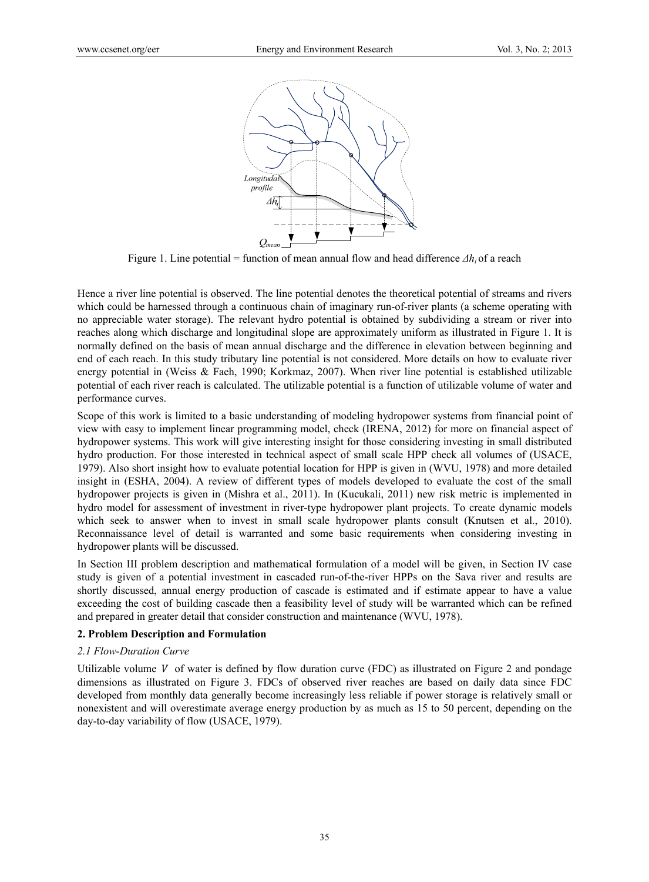Figure 1. Line potential = function of mean annual flow and head difference $\Delta h_i$ of a reach

Hence a river line potential is observed. The line potential denotes the theoretical potential of streams and rivers which could be harnessed through a continuous chain of imaginary run-of-river plants (a scheme operating with no appreciable water storage). The relevant hydro potential is obtained by subdividing a stream or river into reaches along which discharge and longitudinal slope are approximately uniform as illustrated in Figure 1. It is normally defined on the basis of mean annual discharge and the difference in elevation between beginning and end of each reach. In this study tributary line potential is not considered. More details on how to evaluate river energy potential in (Weiss & Faeh, 1990; Korkmaz, 2007). When river line potential is established utilizable potential of each river reach is calculated. The utilizable potential is a function of utilizable volume of water and performance curves.

Scope of this work is limited to a basic understanding of modeling hydropower systems from financial point of view with easy to implement linear programming model, check (IRENA, 2012) for more on financial aspect of hydropower systems. This work will give interesting insight for those considering investing in small distributed hydro production. For those interested in technical aspect of small scale HPP check all volumes of (USACE, 1979). Also short insight how to evaluate potential location for HPP is given in (WVU, 1978) and more detailed insight in (ESHA, 2004). A review of different types of models developed to evaluate the cost of the small hydropower projects is given in (Mishra et al., 2011). In (Kucukali, 2011) new risk metric is implemented in hydro model for assessment of investment in river-type hydropower plant projects. To create dynamic models which seek to answer when to invest in small scale hydropower plants consult (Knutsen et al., 2010). Reconnaissance level of detail is warranted and some basic requirements when considering investing in hydropower plants will be discussed.

In Section III problem description and mathematical formulation of a model will be given, in Section IV case study is given of a potential investment in cascaded run-of-the-river HPPs on the Sava river and results are shortly discussed, annual energy production of cascade is estimated and if estimate appear to have a value exceeding the cost of building cascade then a feasibility level of study will be warranted which can be refined and prepared in greater detail that consider construction and maintenance (WVU, 1978).

## 2. Problem Description and Formulation

### 2.1 Flow-Duration Curve

Utilizable volume $V$ of water is defined by flow duration curve (FDC) as illustrated on Figure 2 and pondage dimensions as illustrated on Figure 3. FDCs of observed river reaches are based on daily data since FDC developed from monthly data generally become increasingly less reliable if power storage is relatively small or nonexistent and will overestimate average energy production by as much as 15 to 50 percent, depending on the day-to-day variability of flow (USACE, 1979).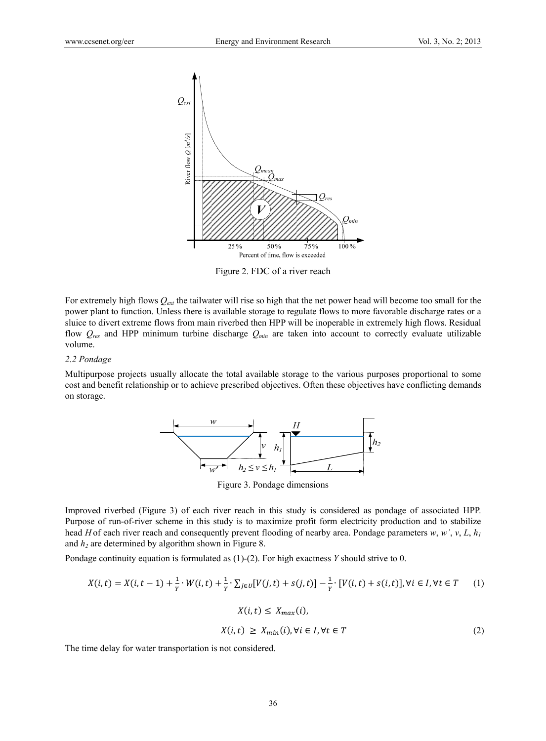Figure 2. FDC of a river reach

For extremely high flows $Q_{ext}$ the tailwater will rise so high that the net power head will become too small for the power plant to function. Unless there is available storage to regulate flows to more favorable discharge rates or a sluice to divert extreme flows from main riverbed then HPP will be inoperable in extremely high flows. Residual flow $Q_{res}$ and HPP minimum turbine discharge $Q_{min}$ are taken into account to correctly evaluate utilizable volume.

*2.2 Pondage*

Multipurpose projects usually allocate the total available storage to the various purposes proportional to some cost and benefit relationship or to achieve prescribed objectives. Often these objectives have conflicting demands on storage.

Figure 3. Pondage dimensions

Improved riverbed (Figure 3) of each river reach in this study is considered as pondage of associated HPP. Purpose of run-of-river scheme in this study is to maximize profit form electricity production and to stabilize head $H$ of each river reach and consequently prevent flooding of nearby area. Pondage parameters $w$, $w'$, $v$, $L$, $h_1$ and $h_2$ are determined by algorithm shown in Figure 8.

Pondage continuity equation is formulated as (1)-(2). For high exactness $Y$ should strive to 0.

$$X(i,t) = X(i,t-1) + \frac{1}{Y} \cdot W(i,t) + \frac{1}{Y} \cdot \sum_{j \in U} [V(j,t) + s(j,t)] - \frac{1}{Y} \cdot [V(i,t) + s(i,t)], \forall i \in I, \forall t \in T \quad (1)$$

$$X(i,t) \leq X_{max}(i),$$

$$X(i,t) \geq X_{min}(i), \forall i \in I, \forall t \in T \quad (2)$$

The time delay for water transportation is not considered.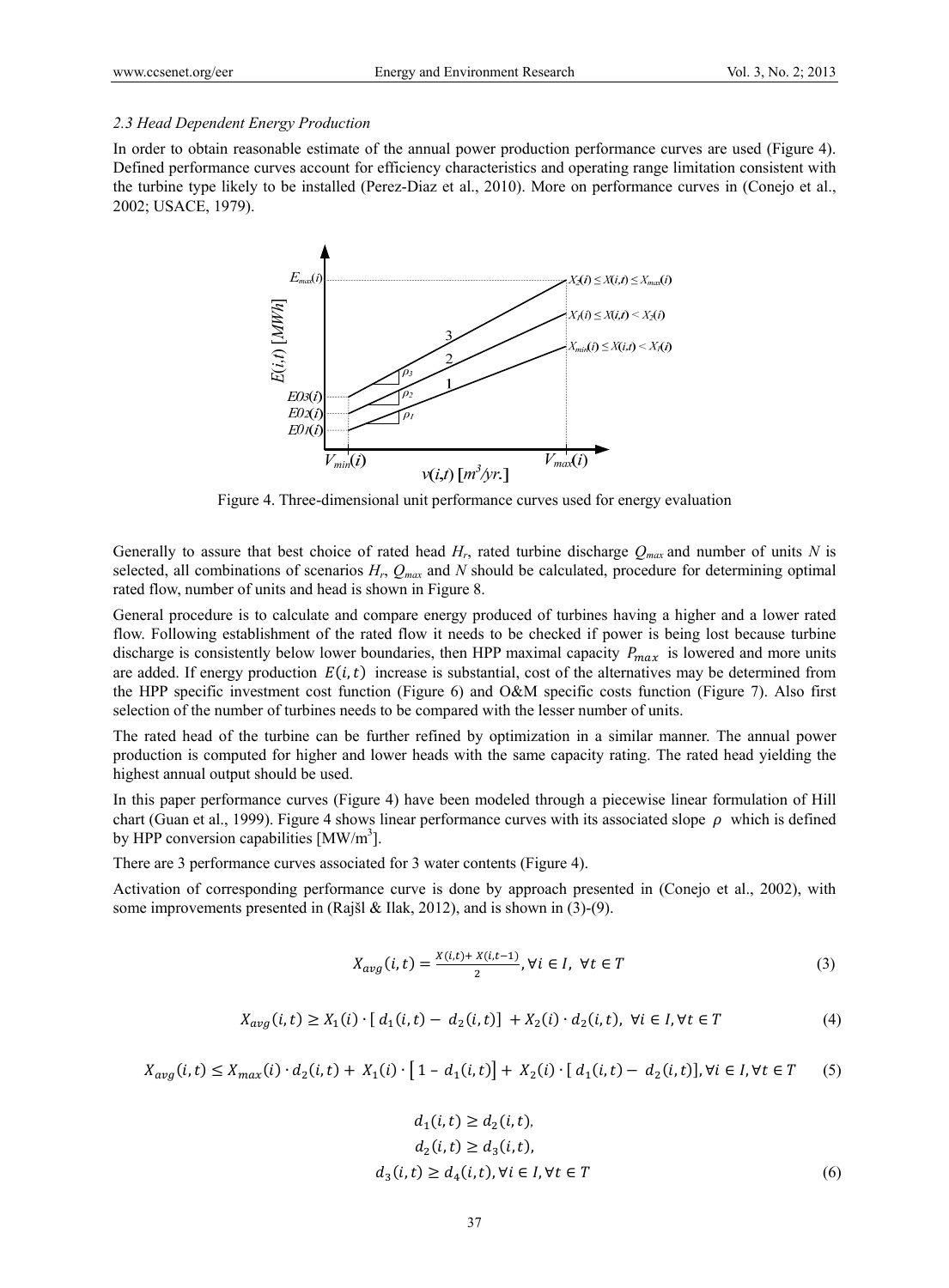*2.3 Head Dependent Energy Production*

In order to obtain reasonable estimate of the annual power production performance curves are used (Figure 4). Defined performance curves account for efficiency characteristics and operating range limitation consistent with the turbine type likely to be installed (Perez-Diaz et al., 2010). More on performance curves in (Conejo et al., 2002; USACE, 1979).

Figure 4. Three-dimensional unit performance curves used for energy evaluation

Generally to assure that best choice of rated head $H_r$, rated turbine discharge $Q_{max}$ and number of units $N$ is selected, all combinations of scenarios $H_r$, $Q_{max}$ and $N$ should be calculated, procedure for determining optimal rated flow, number of units and head is shown in Figure 8.

General procedure is to calculate and compare energy produced of turbines having a higher and a lower rated flow. Following establishment of the rated flow it needs to be checked if power is being lost because turbine discharge is consistently below lower boundaries, then HPP maximal capacity $P_{max}$ is lowered and more units are added. If energy production $E(i,t)$ increase is substantial, cost of the alternatives may be determined from the HPP specific investment cost function (Figure 6) and O&M specific costs function (Figure 7). Also first selection of the number of turbines needs to be compared with the lesser number of units.

The rated head of the turbine can be further refined by optimization in a similar manner. The annual power production is computed for higher and lower heads with the same capacity rating. The rated head yielding the highest annual output should be used.

In this paper performance curves (Figure 4) have been modeled through a piecewise linear formulation of Hill chart (Guan et al., 1999). Figure 4 shows linear performance curves with its associated slope $\rho$ which is defined by HPP conversion capabilities [MW/m$^3$].

There are 3 performance curves associated for 3 water contents (Figure 4).

Activation of corresponding performance curve is done by approach presented in (Conejo et al., 2002), with some improvements presented in (Rajšl & Ilak, 2012), and is shown in (3)-(9).

$$X_{avg}(i,t) = \frac{X(i,t) + X(i,t-1)}{2}, \forall i \in I, \ \forall t \in T \tag{3}$$

$$X_{avg}(i,t) \geq X_1(i) \cdot [\, d_1(i,t) - d_2(i,t)] + X_2(i) \cdot d_2(i,t), \ \forall i \in I, \forall t \in T \tag{4}$$

$$X_{avg}(i,t) \leq X_{max}(i) \cdot d_2(i,t) + X_1(i) \cdot [\, 1 - d_1(i,t)] + X_2(i) \cdot [\, d_1(i,t) - d_2(i,t)], \forall i \in I, \forall t \in T \tag{5}$$

$$\begin{aligned} d_1(i,t) &\geq d_2(i,t), \\ d_2(i,t) &\geq d_3(i,t), \\ d_3(i,t) &\geq d_4(i,t), \forall i \in I, \forall t \in T \end{aligned} \tag{6}$$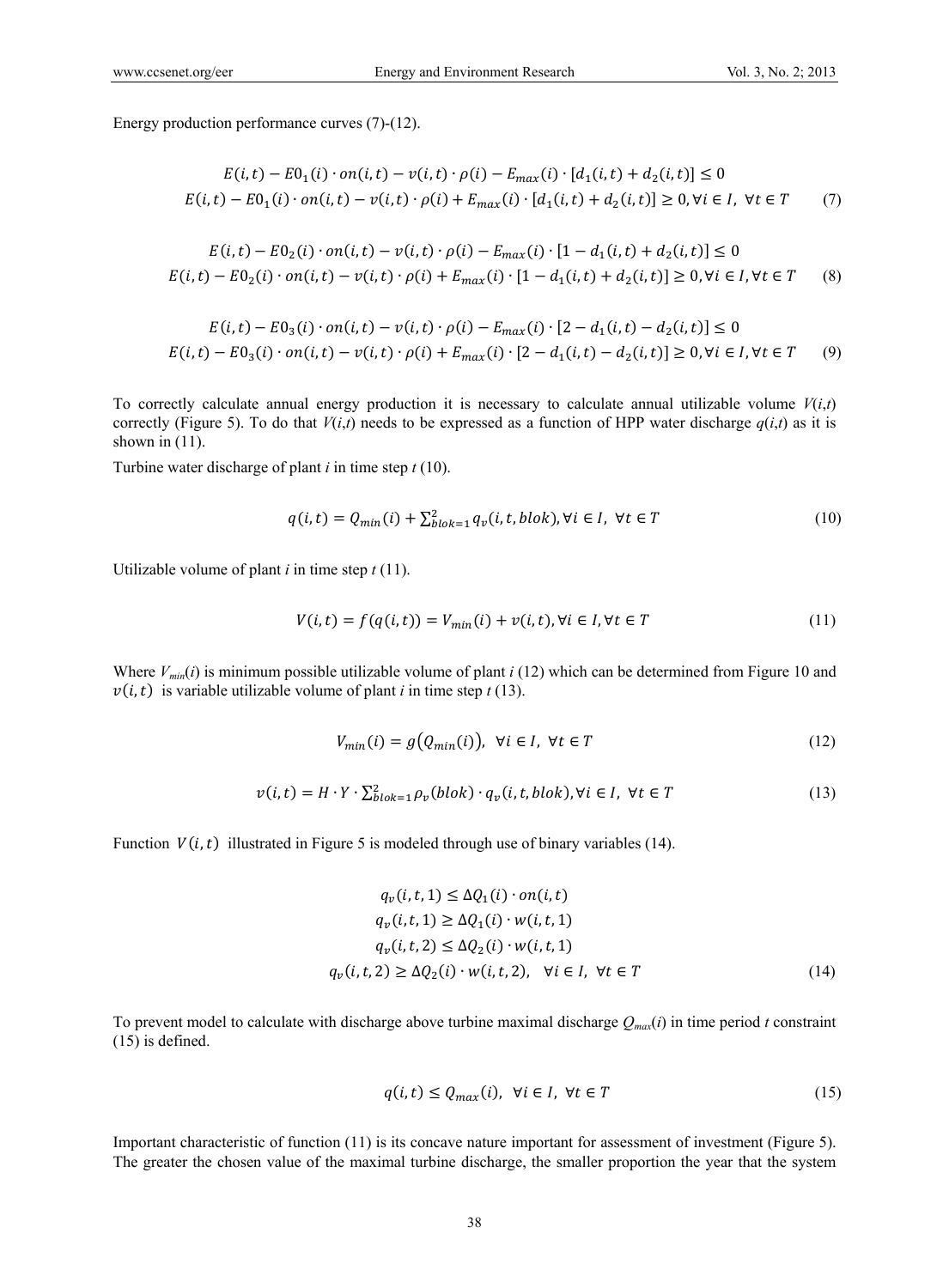Energy production performance curves (7)-(12).

$$E(i,t) - E0_1(i) \cdot on(i,t) - v(i,t) \cdot \rho(i) - E_{max}(i) \cdot [d_1(i,t) + d_2(i,t)] \leq 0$$
$$E(i,t) - E0_1(i) \cdot on(i,t) - v(i,t) \cdot \rho(i) + E_{max}(i) \cdot [d_1(i,t) + d_2(i,t)] \geq 0, \forall i \in I, \ \forall t \in T \quad (7)$$

$$E(i,t) - E0_2(i) \cdot on(i,t) - v(i,t) \cdot \rho(i) - E_{max}(i) \cdot [1 - d_1(i,t) + d_2(i,t)] \leq 0$$
$$E(i,t) - E0_2(i) \cdot on(i,t) - v(i,t) \cdot \rho(i) + E_{max}(i) \cdot [1 - d_1(i,t) + d_2(i,t)] \geq 0, \forall i \in I, \forall t \in T \quad (8)$$

$$E(i,t) - E0_3(i) \cdot on(i,t) - v(i,t) \cdot \rho(i) - E_{max}(i) \cdot [2 - d_1(i,t) - d_2(i,t)] \leq 0$$
$$E(i,t) - E0_3(i) \cdot on(i,t) - v(i,t) \cdot \rho(i) + E_{max}(i) \cdot [2 - d_1(i,t) - d_2(i,t)] \geq 0, \forall i \in I, \forall t \in T \quad (9)$$

To correctly calculate annual energy production it is necessary to calculate annual utilizable volume $V(i,t)$ correctly (Figure 5). To do that $V(i,t)$ needs to be expressed as a function of HPP water discharge $q(i,t)$ as it is shown in (11).

Turbine water discharge of plant $i$ in time step $t$ (10).

$$q(i,t) = Q_{min}(i) + \sum_{blok=1}^{2} q_v(i,t,blok), \forall i \in I, \ \forall t \in T \quad (10)$$

Utilizable volume of plant $i$ in time step $t$ (11).

$$V(i,t) = f(q(i,t)) = V_{min}(i) + v(i,t), \forall i \in I, \forall t \in T \quad (11)$$

Where $V_{min}(i)$ is minimum possible utilizable volume of plant $i$ (12) which can be determined from Figure 10 and $v(i,t)$ is variable utilizable volume of plant $i$ in time step $t$ (13).

$$V_{min}(i) = g(Q_{min}(i)), \ \forall i \in I, \ \forall t \in T \quad (12)$$

$$v(i,t) = H \cdot Y \cdot \sum_{blok=1}^{2} \rho_v(blok) \cdot q_v(i,t,blok), \forall i \in I, \ \forall t \in T \quad (13)$$

Function $V(i,t)$ illustrated in Figure 5 is modeled through use of binary variables (14).

$$q_v(i,t,1) \leq \Delta Q_1(i) \cdot on(i,t)$$
$$q_v(i,t,1) \geq \Delta Q_1(i) \cdot w(i,t,1)$$
$$q_v(i,t,2) \leq \Delta Q_2(i) \cdot w(i,t,1)$$
$$q_v(i,t,2) \geq \Delta Q_2(i) \cdot w(i,t,2), \ \ \forall i \in I, \ \forall t \in T \quad (14)$$

To prevent model to calculate with discharge above turbine maximal discharge $Q_{max}(i)$ in time period $t$ constraint (15) is defined.

$$q(i,t) \leq Q_{max}(i), \ \forall i \in I, \ \forall t \in T \quad (15)$$

Important characteristic of function (11) is its concave nature important for assessment of investment (Figure 5). The greater the chosen value of the maximal turbine discharge, the smaller proportion the year that the system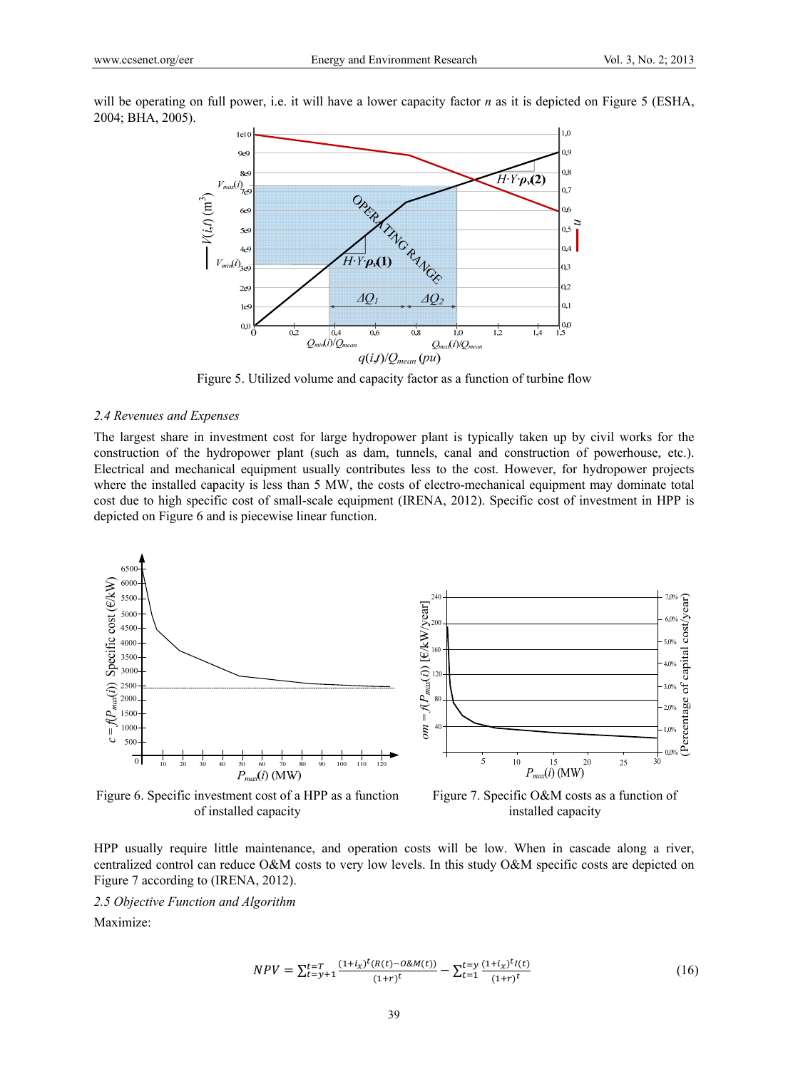will be operating on full power, i.e. it will have a lower capacity factor $n$ as it is depicted on Figure 5 (ESHA, 2004; BHA, 2005).

Figure 5. Utilized volume and capacity factor as a function of turbine flow

### 2.4 Revenues and Expenses

The largest share in investment cost for large hydropower plant is typically taken up by civil works for the construction of the hydropower plant (such as dam, tunnels, canal and construction of powerhouse, etc.). Electrical and mechanical equipment usually contributes less to the cost. However, for hydropower projects where the installed capacity is less than 5 MW, the costs of electro-mechanical equipment may dominate total cost due to high specific cost of small-scale equipment (IRENA, 2012). Specific cost of investment in HPP is depicted on Figure 6 and is piecewise linear function.

Figure 6. Specific investment cost of a HPP as a function of installed capacity

Figure 7. Specific O&M costs as a function of installed capacity

HPP usually require little maintenance, and operation costs will be low. When in cascade along a river, centralized control can reduce O&M costs to very low levels. In this study O&M specific costs are depicted on Figure 7 according to (IRENA, 2012).

### 2.5 Objective Function and Algorithm

Maximize:

$$NPV = \sum_{t=y+1}^{t=T} \frac{(1+i_x)^t (R(t) - O\&M(t))}{(1+r)^t} - \sum_{t=1}^{t=y} \frac{(1+i_x)^t I(t)}{(1+r)^t} \tag{16}$$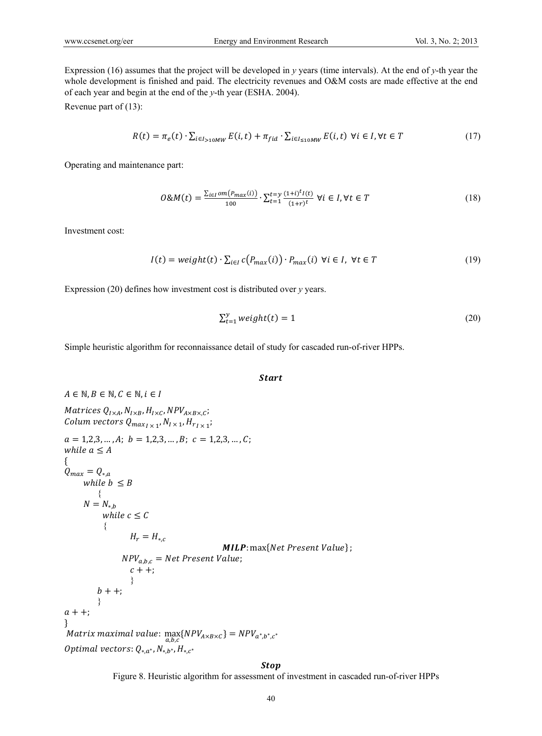Expression (16) assumes that the project will be developed in *y* years (time intervals). At the end of *y*-th year the whole development is finished and paid. The electricity revenues and O&M costs are made effective at the end of each year and begin at the end of the *y*-th year (ESHA. 2004).

Revenue part of (13):

$$R(t) = \pi_e(t) \cdot \sum_{i \in I_{>10MW}} E(i,t) + \pi_{fid} \cdot \sum_{i \in I_{\leq 10MW}} E(i,t) \;\; \forall i \in I, \forall t \in T \tag{17}$$

Operating and maintenance part:

$$O\&M(t) = \frac{\sum_{i \in I} om(P_{max}(i))}{100} \cdot \sum_{t=1}^{t=y} \frac{(1+i)^t I(t)}{(1+r)^t} \;\; \forall i \in I, \forall t \in T \tag{18}$$

Investment cost:

$$I(t) = weight(t) \cdot \sum_{i \in I} c(P_{max}(i)) \cdot P_{max}(i) \;\; \forall i \in I, \;\forall t \in T \tag{19}$$

Expression (20) defines how investment cost is distributed over *y* years.

$$\sum_{t=1}^{y} weight(t) = 1 \tag{20}$$

Simple heuristic algorithm for reconnaissance detail of study for cascaded run-of-river HPPs.

**Start**

$A \in \mathbb{N}, B \in \mathbb{N}, C \in \mathbb{N}, i \in I$

*Matrices* $Q_{I \times A}, N_{I \times B}, H_{I \times C}, NPV_{A \times B \times, C}$;
*Colum vectors* $Q_{max_{I \times 1}}, N_{I \times 1}, H_{r_{I \times 1}}$;

$a = 1,2,3, \ldots, A;\; b = 1,2,3, \ldots, B;\; c = 1,2,3, \ldots, C;$

```
while a ≤ A
{
Q_max = Q_{*,a}
    while b ≤ B
    {
    N = N_{*,b}
        while c ≤ C
        {
            H_r = H_{*,c}
                        MILP: max{Net Present Value};
            NPV_{a,b,c} = Net Present Value;
            c++;
        }
    b++;
    }
a++;
}
```

*Matrix maximal value*: $\max_{a,b,c}\{NPV_{A \times B \times C}\} = NPV_{a^*,b^*,c^*}$

*Optimal vectors*: $Q_{*,a^*}, N_{*,b^*}, H_{*,c^*}$

**Stop**

Figure 8. Heuristic algorithm for assessment of investment in cascaded run-of-river HPPs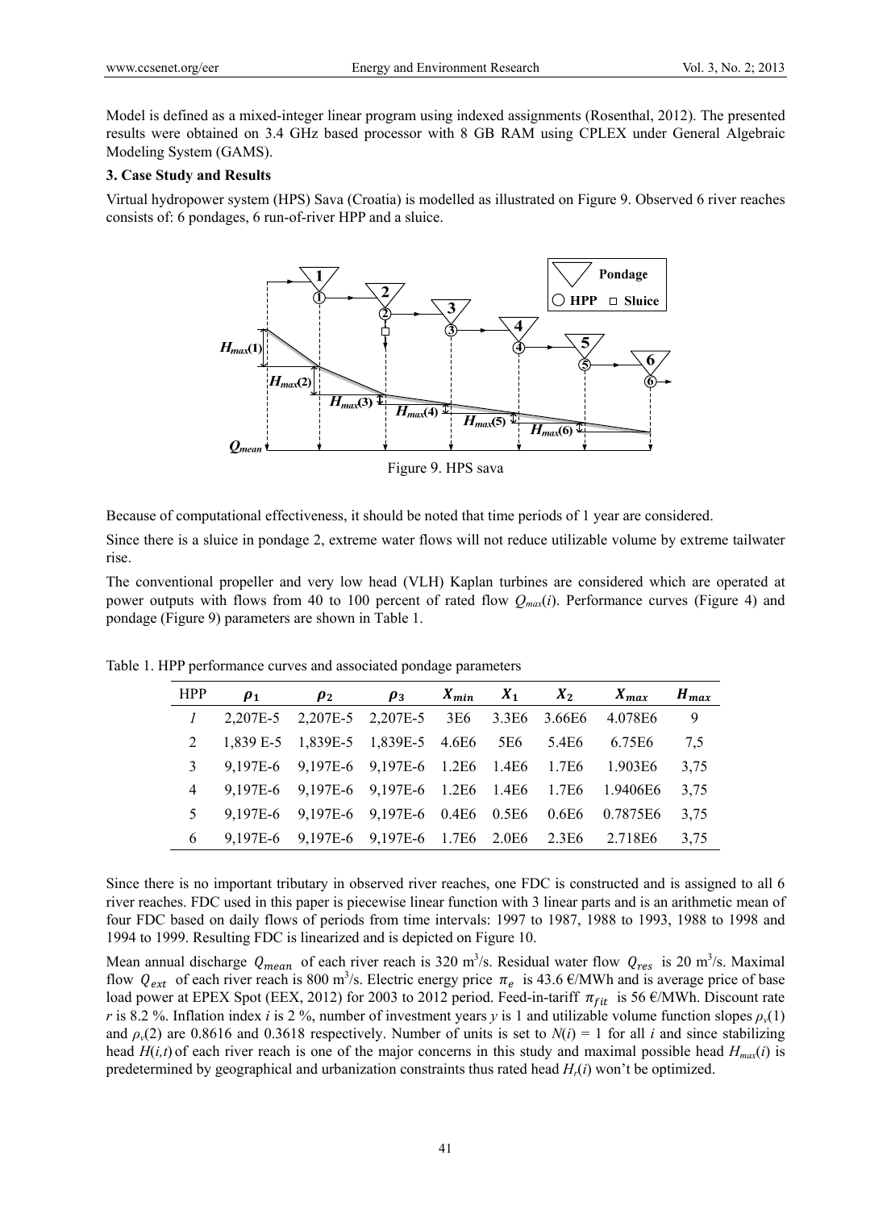Model is defined as a mixed-integer linear program using indexed assignments (Rosenthal, 2012). The presented results were obtained on 3.4 GHz based processor with 8 GB RAM using CPLEX under General Algebraic Modeling System (GAMS).

### 3. Case Study and Results

Virtual hydropower system (HPS) Sava (Croatia) is modelled as illustrated on Figure 9. Observed 6 river reaches consists of: 6 pondages, 6 run-of-river HPP and a sluice.

Figure 9. HPS sava

Because of computational effectiveness, it should be noted that time periods of 1 year are considered.

Since there is a sluice in pondage 2, extreme water flows will not reduce utilizable volume by extreme tailwater rise.

The conventional propeller and very low head (VLH) Kaplan turbines are considered which are operated at power outputs with flows from 40 to 100 percent of rated flow $Q_{max}(i)$. Performance curves (Figure 4) and pondage (Figure 9) parameters are shown in Table 1.

Table 1. HPP performance curves and associated pondage parameters

| HPP | $\rho_1$ | $\rho_2$ | $\rho_3$ | $X_{min}$ | $X_1$ | $X_2$ | $X_{max}$ | $H_{max}$ |
|---|---|---|---|---|---|---|---|---|
| *1* | 2,207E-5 | 2,207E-5 | 2,207E-5 | 3E6 | 3.3E6 | 3.66E6 | 4.078E6 | 9 |
| 2 | 1,839 E-5 | 1,839E-5 | 1,839E-5 | 4.6E6 | 5E6 | 5.4E6 | 6.75E6 | 7,5 |
| 3 | 9,197E-6 | 9,197E-6 | 9,197E-6 | 1.2E6 | 1.4E6 | 1.7E6 | 1.903E6 | 3,75 |
| 4 | 9,197E-6 | 9,197E-6 | 9,197E-6 | 1.2E6 | 1.4E6 | 1.7E6 | 1.9406E6 | 3,75 |
| 5 | 9,197E-6 | 9,197E-6 | 9,197E-6 | 0.4E6 | 0.5E6 | 0.6E6 | 0.7875E6 | 3,75 |
| 6 | 9,197E-6 | 9,197E-6 | 9,197E-6 | 1.7E6 | 2.0E6 | 2.3E6 | 2.718E6 | 3,75 |

Since there is no important tributary in observed river reaches, one FDC is constructed and is assigned to all 6 river reaches. FDC used in this paper is piecewise linear function with 3 linear parts and is an arithmetic mean of four FDC based on daily flows of periods from time intervals: 1997 to 1987, 1988 to 1993, 1988 to 1998 and 1994 to 1999. Resulting FDC is linearized and is depicted on Figure 10.

Mean annual discharge $Q_{mean}$ of each river reach is 320 $m^3/s$. Residual water flow $Q_{res}$ is 20 $m^3/s$. Maximal flow $Q_{ext}$ of each river reach is 800 $m^3/s$. Electric energy price $\pi_e$ is 43.6 €/MWh and is average price of base load power at EPEX Spot (EEX, 2012) for 2003 to 2012 period. Feed-in-tariff $\pi_{fit}$ is 56 €/MWh. Discount rate $r$ is 8.2 %. Inflation index $i$ is 2 %, number of investment years $y$ is 1 and utilizable volume function slopes $\rho_v(1)$ and $\rho_v(2)$ are 0.8616 and 0.3618 respectively. Number of units is set to $N(i) = 1$ for all $i$ and since stabilizing head $H(i,t)$ of each river reach is one of the major concerns in this study and maximal possible head $H_{max}(i)$ is predetermined by geographical and urbanization constraints thus rated head $H_r(i)$ won't be optimized.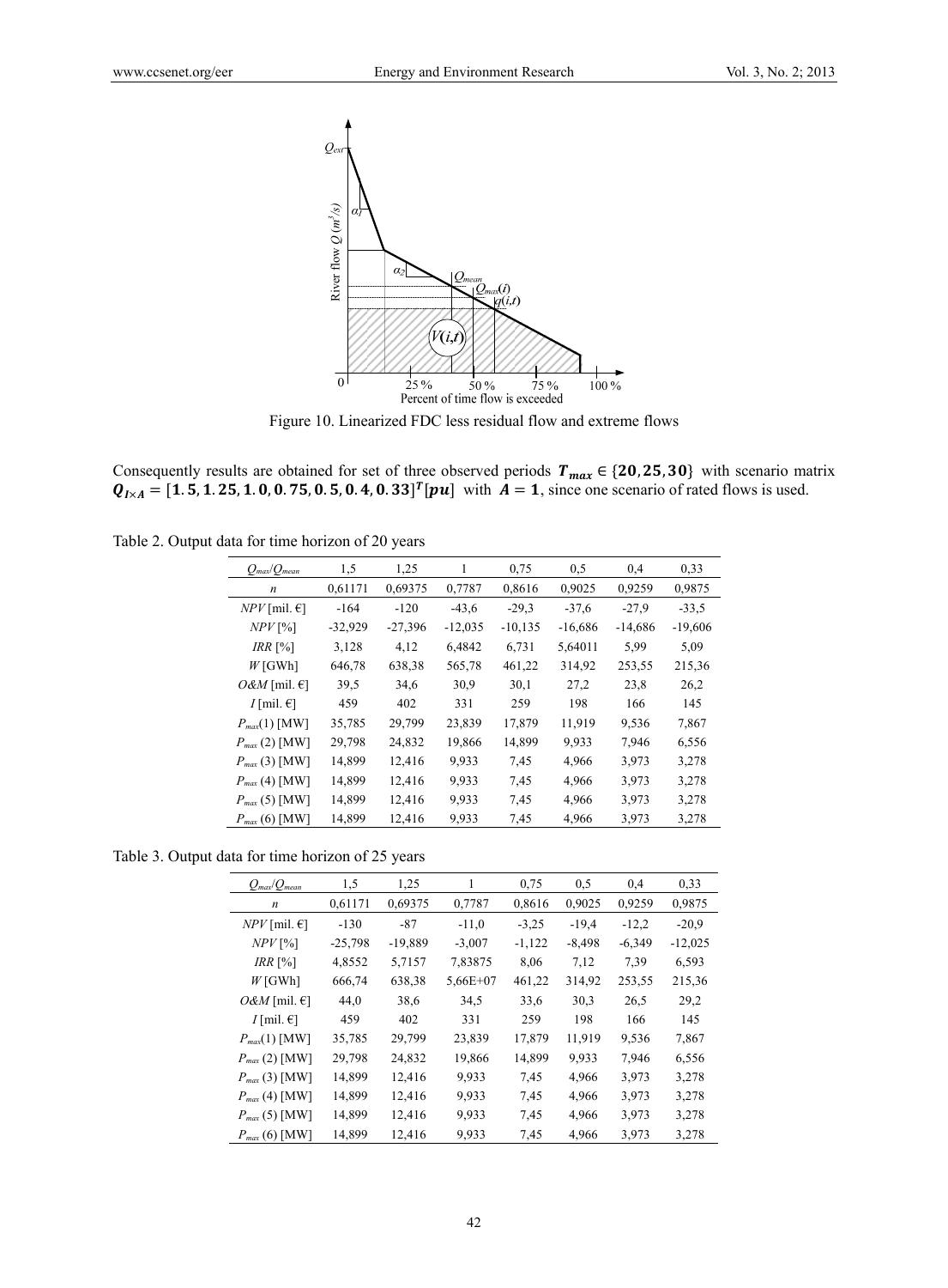Figure 10. Linearized FDC less residual flow and extreme flows

Consequently results are obtained for set of three observed periods $\boldsymbol{T_{max}} \in \{\mathbf{20, 25, 30}\}$ with scenario matrix $\boldsymbol{Q_{I \times A}} = [\mathbf{1.5, 1.25, 1.0, 0.75, 0.5, 0.4, 0.33}]^T[\boldsymbol{pu}]$ with $\boldsymbol{A} = \mathbf{1}$, since one scenario of rated flows is used.

Table 2. Output data for time horizon of 20 years

| $Q_{max}/Q_{mean}$ | 1,5 | 1,25 | 1 | 0,75 | 0,5 | 0,4 | 0,33 |
|---|---|---|---|---|---|---|---|
| $n$ | 0,61171 | 0,69375 | 0,7787 | 0,8616 | 0,9025 | 0,9259 | 0,9875 |
| $NPV$ [mil. €] | -164 | -120 | -43,6 | -29,3 | -37,6 | -27,9 | -33,5 |
| $NPV$ [%] | -32,929 | -27,396 | -12,035 | -10,135 | -16,686 | -14,686 | -19,606 |
| $IRR$ [%] | 3,128 | 4,12 | 6,4842 | 6,731 | 5,64011 | 5,99 | 5,09 |
| $W$ [GWh] | 646,78 | 638,38 | 565,78 | 461,22 | 314,92 | 253,55 | 215,36 |
| $O\&M$ [mil. €] | 39,5 | 34,6 | 30,9 | 30,1 | 27,2 | 23,8 | 26,2 |
| $I$ [mil. €] | 459 | 402 | 331 | 259 | 198 | 166 | 145 |
| $P_{max}(1)$ [MW] | 35,785 | 29,799 | 23,839 | 17,879 | 11,919 | 9,536 | 7,867 |
| $P_{max}$ (2) [MW] | 29,798 | 24,832 | 19,866 | 14,899 | 9,933 | 7,946 | 6,556 |
| $P_{max}$ (3) [MW] | 14,899 | 12,416 | 9,933 | 7,45 | 4,966 | 3,973 | 3,278 |
| $P_{max}$ (4) [MW] | 14,899 | 12,416 | 9,933 | 7,45 | 4,966 | 3,973 | 3,278 |
| $P_{max}$ (5) [MW] | 14,899 | 12,416 | 9,933 | 7,45 | 4,966 | 3,973 | 3,278 |
| $P_{max}$ (6) [MW] | 14,899 | 12,416 | 9,933 | 7,45 | 4,966 | 3,973 | 3,278 |

Table 3. Output data for time horizon of 25 years

| $Q_{max}/Q_{mean}$ | 1,5 | 1,25 | 1 | 0,75 | 0,5 | 0,4 | 0,33 |
|---|---|---|---|---|---|---|---|
| $n$ | 0,61171 | 0,69375 | 0,7787 | 0,8616 | 0,9025 | 0,9259 | 0,9875 |
| $NPV$ [mil. €] | -130 | -87 | -11,0 | -3,25 | -19,4 | -12,2 | -20,9 |
| $NPV$ [%] | -25,798 | -19,889 | -3,007 | -1,122 | -8,498 | -6,349 | -12,025 |
| $IRR$ [%] | 4,8552 | 5,7157 | 7,83875 | 8,06 | 7,12 | 7,39 | 6,593 |
| $W$ [GWh] | 666,74 | 638,38 | 5,66E+07 | 461,22 | 314,92 | 253,55 | 215,36 |
| $O\&M$ [mil. €] | 44,0 | 38,6 | 34,5 | 33,6 | 30,3 | 26,5 | 29,2 |
| $I$ [mil. €] | 459 | 402 | 331 | 259 | 198 | 166 | 145 |
| $P_{max}(1)$ [MW] | 35,785 | 29,799 | 23,839 | 17,879 | 11,919 | 9,536 | 7,867 |
| $P_{max}$ (2) [MW] | 29,798 | 24,832 | 19,866 | 14,899 | 9,933 | 7,946 | 6,556 |
| $P_{max}$ (3) [MW] | 14,899 | 12,416 | 9,933 | 7,45 | 4,966 | 3,973 | 3,278 |
| $P_{max}$ (4) [MW] | 14,899 | 12,416 | 9,933 | 7,45 | 4,966 | 3,973 | 3,278 |
| $P_{max}$ (5) [MW] | 14,899 | 12,416 | 9,933 | 7,45 | 4,966 | 3,973 | 3,278 |
| $P_{max}$ (6) [MW] | 14,899 | 12,416 | 9,933 | 7,45 | 4,966 | 3,973 | 3,278 |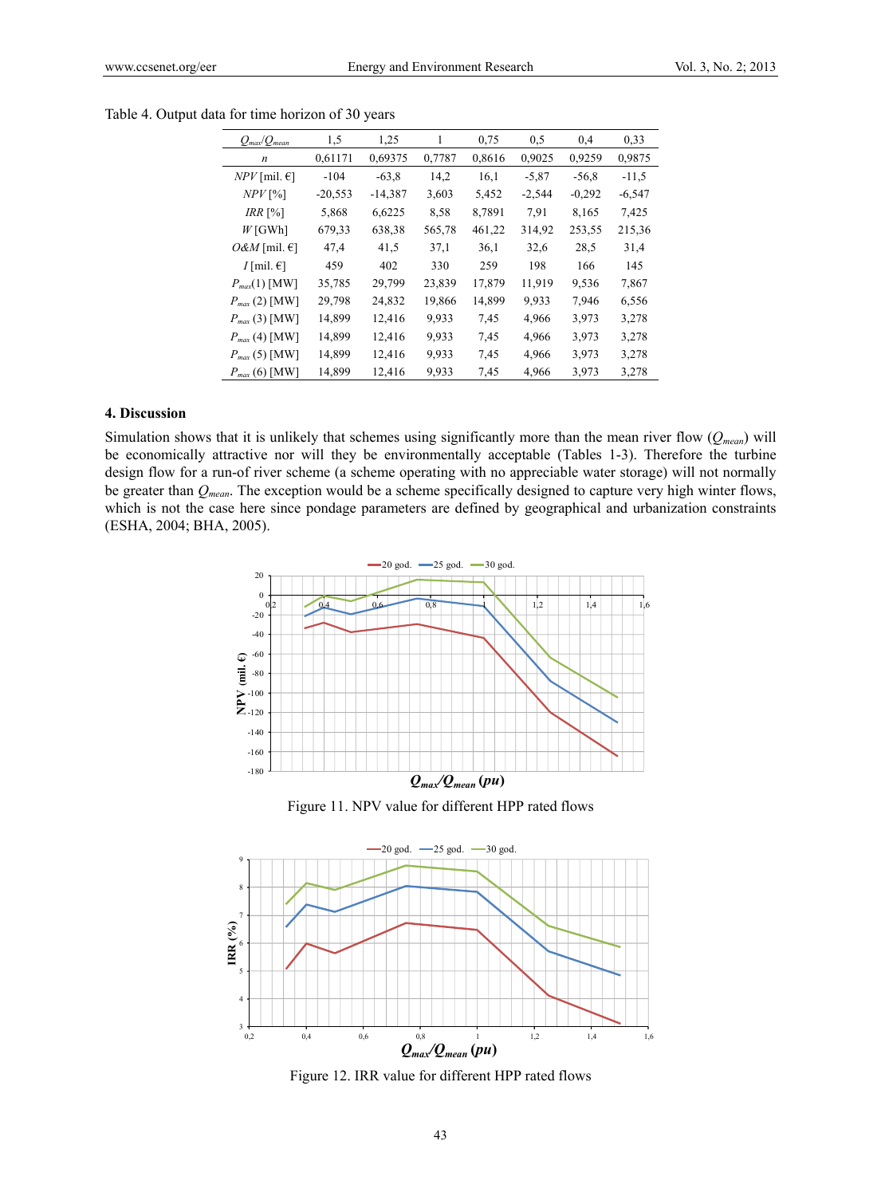Table 4. Output data for time horizon of 30 years

| $Q_{max}/Q_{mean}$ | 1,5 | 1,25 | 1 | 0,75 | 0,5 | 0,4 | 0,33 |
|---|---|---|---|---|---|---|---|
| $n$ | 0,61171 | 0,69375 | 0,7787 | 0,8616 | 0,9025 | 0,9259 | 0,9875 |
| $NPV$ [mil. €] | -104 | -63,8 | 14,2 | 16,1 | -5,87 | -56,8 | -11,5 |
| $NPV$ [%] | -20,553 | -14,387 | 3,603 | 5,452 | -2,544 | -0,292 | -6,547 |
| $IRR$ [%] | 5,868 | 6,6225 | 8,58 | 8,7891 | 7,91 | 8,165 | 7,425 |
| $W$ [GWh] | 679,33 | 638,38 | 565,78 | 461,22 | 314,92 | 253,55 | 215,36 |
| $O\&M$ [mil. €] | 47,4 | 41,5 | 37,1 | 36,1 | 32,6 | 28,5 | 31,4 |
| $I$ [mil. €] | 459 | 402 | 330 | 259 | 198 | 166 | 145 |
| $P_{max}$(1) [MW] | 35,785 | 29,799 | 23,839 | 17,879 | 11,919 | 9,536 | 7,867 |
| $P_{max}$ (2) [MW] | 29,798 | 24,832 | 19,866 | 14,899 | 9,933 | 7,946 | 6,556 |
| $P_{max}$ (3) [MW] | 14,899 | 12,416 | 9,933 | 7,45 | 4,966 | 3,973 | 3,278 |
| $P_{max}$ (4) [MW] | 14,899 | 12,416 | 9,933 | 7,45 | 4,966 | 3,973 | 3,278 |
| $P_{max}$ (5) [MW] | 14,899 | 12,416 | 9,933 | 7,45 | 4,966 | 3,973 | 3,278 |
| $P_{max}$ (6) [MW] | 14,899 | 12,416 | 9,933 | 7,45 | 4,966 | 3,973 | 3,278 |

## 4. Discussion

Simulation shows that it is unlikely that schemes using significantly more than the mean river flow ($Q_{mean}$) will be economically attractive nor will they be environmentally acceptable (Tables 1-3). Therefore the turbine design flow for a run-of river scheme (a scheme operating with no appreciable water storage) will not normally be greater than $Q_{mean}$. The exception would be a scheme specifically designed to capture very high winter flows, which is not the case here since pondage parameters are defined by geographical and urbanization constraints (ESHA, 2004; BHA, 2005).

Figure 11. NPV value for different HPP rated flows

Figure 12. IRR value for different HPP rated flows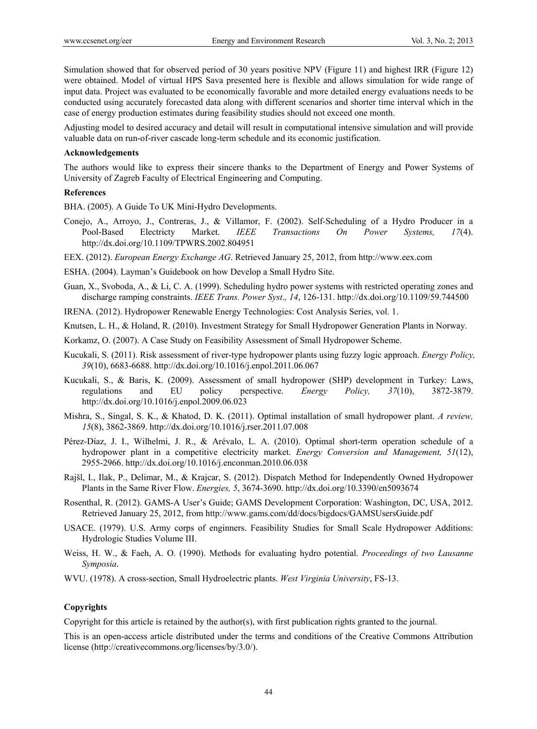Simulation showed that for observed period of 30 years positive NPV (Figure 11) and highest IRR (Figure 12) were obtained. Model of virtual HPS Sava presented here is flexible and allows simulation for wide range of input data. Project was evaluated to be economically favorable and more detailed energy evaluations needs to be conducted using accurately forecasted data along with different scenarios and shorter time interval which in the case of energy production estimates during feasibility studies should not exceed one month.

Adjusting model to desired accuracy and detail will result in computational intensive simulation and will provide valuable data on run-of-river cascade long-term schedule and its economic justification.

**Acknowledgements**

The authors would like to express their sincere thanks to the Department of Energy and Power Systems of University of Zagreb Faculty of Electrical Engineering and Computing.

**References**

BHA. (2005). A Guide To UK Mini-Hydro Developments.

Conejo, A., Arroyo, J., Contreras, J., & Villamor, F. (2002). Self-Scheduling of a Hydro Producer in a Pool-Based Electricty Market. *IEEE Transactions On Power Systems, 17*(4). http://dx.doi.org/10.1109/TPWRS.2002.804951

EEX. (2012). *European Energy Exchange AG*. Retrieved January 25, 2012, from http://www.eex.com

ESHA. (2004). Layman's Guidebook on how Develop a Small Hydro Site.

Guan, X., Svoboda, A., & Li, C. A. (1999). Scheduling hydro power systems with restricted operating zones and discharge ramping constraints. *IEEE Trans. Power Syst., 14*, 126-131. http://dx.doi.org/10.1109/59.744500

IRENA. (2012). Hydropower Renewable Energy Technologies: Cost Analysis Series, vol. 1.

Knutsen, L. H., & Holand, R. (2010). Investment Strategy for Small Hydropower Generation Plants in Norway.

Korkamz, O. (2007). A Case Study on Feasibility Assessment of Small Hydropower Scheme.

Kucukali, S. (2011). Risk assessment of river-type hydropower plants using fuzzy logic approach. *Energy Policy, 39*(10), 6683-6688. http://dx.doi.org/10.1016/j.enpol.2011.06.067

Kucukali, S., & Baris, K. (2009). Assessment of small hydropower (SHP) development in Turkey: Laws, regulations and EU policy perspective. *Energy Policy, 37*(10), 3872-3879. http://dx.doi.org/10.1016/j.enpol.2009.06.023

Mishra, S., Singal, S. K., & Khatod, D. K. (2011). Optimal installation of small hydropower plant. *A review, 15*(8), 3862-3869. http://dx.doi.org/10.1016/j.rser.2011.07.008

Pérez-Díaz, J. I., Wilhelmi, J. R., & Arévalo, L. A. (2010). Optimal short-term operation schedule of a hydropower plant in a competitive electricity market. *Energy Conversion and Management, 51*(12), 2955-2966. http://dx.doi.org/10.1016/j.enconman.2010.06.038

Rajšl, I., Ilak, P., Delimar, M., & Krajcar, S. (2012). Dispatch Method for Independently Owned Hydropower Plants in the Same River Flow. *Energies, 5*, 3674-3690. http://dx.doi.org/10.3390/en5093674

Rosenthal, R. (2012). GAMS-A User's Guide; GAMS Development Corporation: Washington, DC, USA, 2012. Retrieved January 25, 2012, from http://www.gams.com/dd/docs/bigdocs/GAMSUsersGuide.pdf

USACE. (1979). U.S. Army corps of enginners. Feasibility Studies for Small Scale Hydropower Additions: Hydrologic Studies Volume III.

Weiss, H. W., & Faeh, A. O. (1990). Methods for evaluating hydro potential. *Proceedings of two Lausanne Symposia*.

WVU. (1978). A cross-section, Small Hydroelectric plants. *West Virginia University*, FS-13.

**Copyrights**

Copyright for this article is retained by the author(s), with first publication rights granted to the journal.

This is an open-access article distributed under the terms and conditions of the Creative Commons Attribution license (http://creativecommons.org/licenses/by/3.0/).